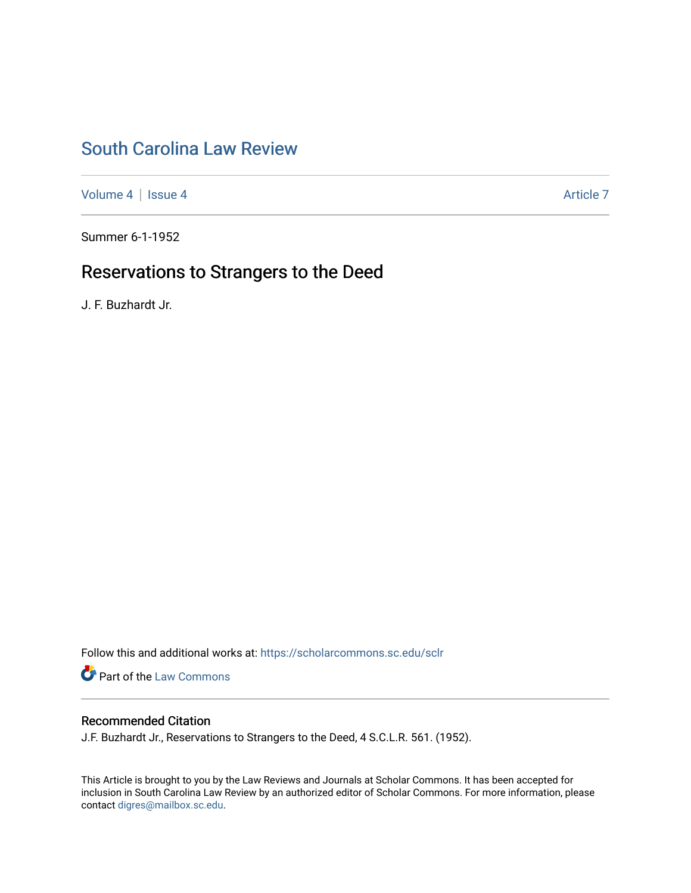# South Carolina Law Review

Volume 4 | Issue 4 — Article 7

Summer 6-1-1952

## Reservations to Strangers to the Deed

J. F. Buzhardt Jr.

Follow this and additional works at: https://scholarcommons.sc.edu/sclr

Part of the Law Commons

### Recommended Citation

J.F. Buzhardt Jr., Reservations to Strangers to the Deed, 4 S.C.L.R. 561. (1952).

This Article is brought to you by the Law Reviews and Journals at Scholar Commons. It has been accepted for inclusion in South Carolina Law Review by an authorized editor of Scholar Commons. For more information, please contact digres@mailbox.sc.edu.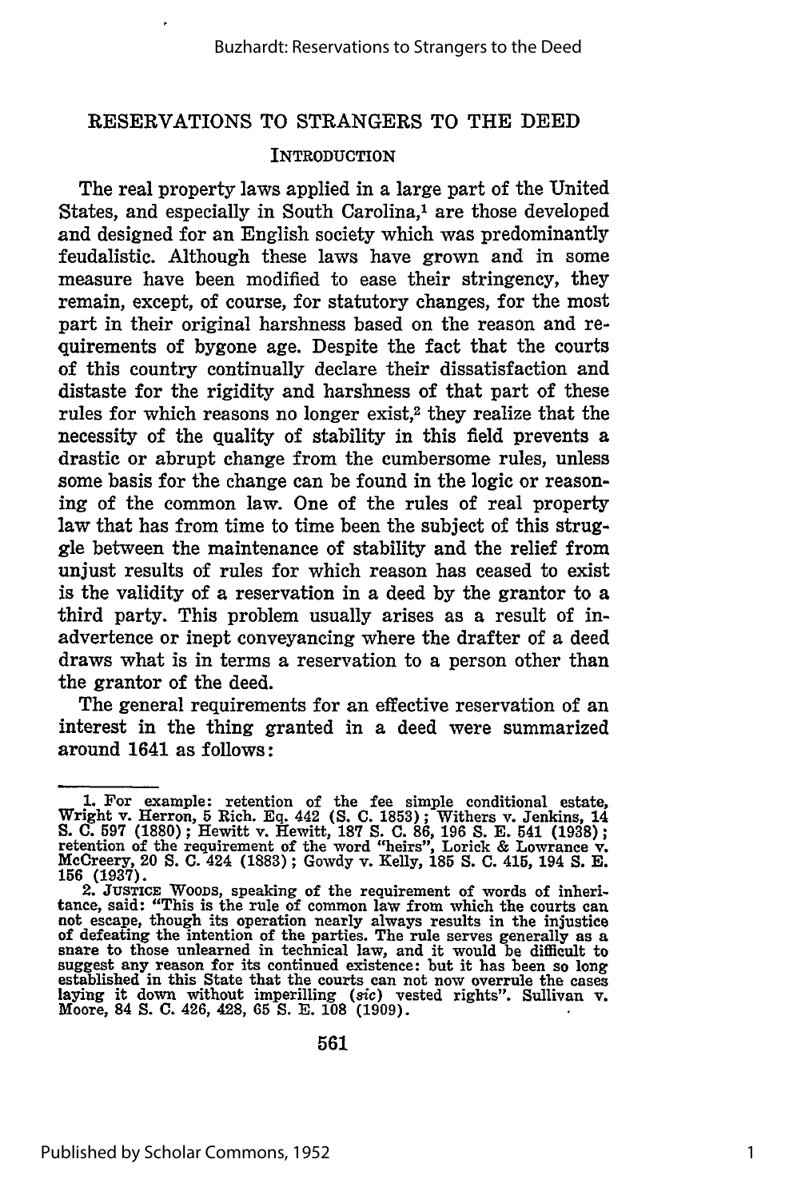# RESERVATIONS TO STRANGERS TO THE DEED

## INTRODUCTION

The real property laws applied in a large part of the United States, and especially in South Carolina,[1] are those developed and designed for an English society which was predominantly feudalistic. Although these laws have grown and in some measure have been modified to ease their stringency, they remain, except, of course, for statutory changes, for the most part in their original harshness based on the reason and requirements of bygone age. Despite the fact that the courts of this country continually declare their dissatisfaction and distaste for the rigidity and harshness of that part of these rules for which reasons no longer exist,[2] they realize that the necessity of the quality of stability in this field prevents a drastic or abrupt change from the cumbersome rules, unless some basis for the change can be found in the logic or reasoning of the common law. One of the rules of real property law that has from time to time been the subject of this struggle between the maintenance of stability and the relief from unjust results of rules for which reason has ceased to exist is the validity of a reservation in a deed by the grantor to a third party. This problem usually arises as a result of inadvertence or inept conveyancing where the drafter of a deed draws what is in terms a reservation to a person other than the grantor of the deed.

The general requirements for an effective reservation of an interest in the thing granted in a deed were summarized around 1641 as follows:

---

1. For example: retention of the fee simple conditional estate, Wright v. Herron, 5 Rich. Eq. 442 (S. C. 1853); Withers v. Jenkins, 14 S. C. 597 (1880); Hewitt v. Hewitt, 187 S. C. 86, 196 S. E. 541 (1938); retention of the requirement of the word "heirs", Lorick & Lowrance v. McCreery, 20 S. C. 424 (1883); Gowdy v. Kelly, 185 S. C. 415, 194 S. E. 156 (1937).

2. JUSTICE WOODS, speaking of the requirement of words of inheritance, said: "This is the rule of common law from which the courts can not escape, though its operation nearly always results in the injustice of defeating the intention of the parties. The rule serves generally as a snare to those unlearned in technical law, and it would be difficult to suggest any reason for its continued existence: but it has been so long established in this State that the courts can not now overrule the cases laying it down without imperilling (*sic*) vested rights". Sullivan v. Moore, 84 S. C. 426, 428, 65 S. E. 108 (1909).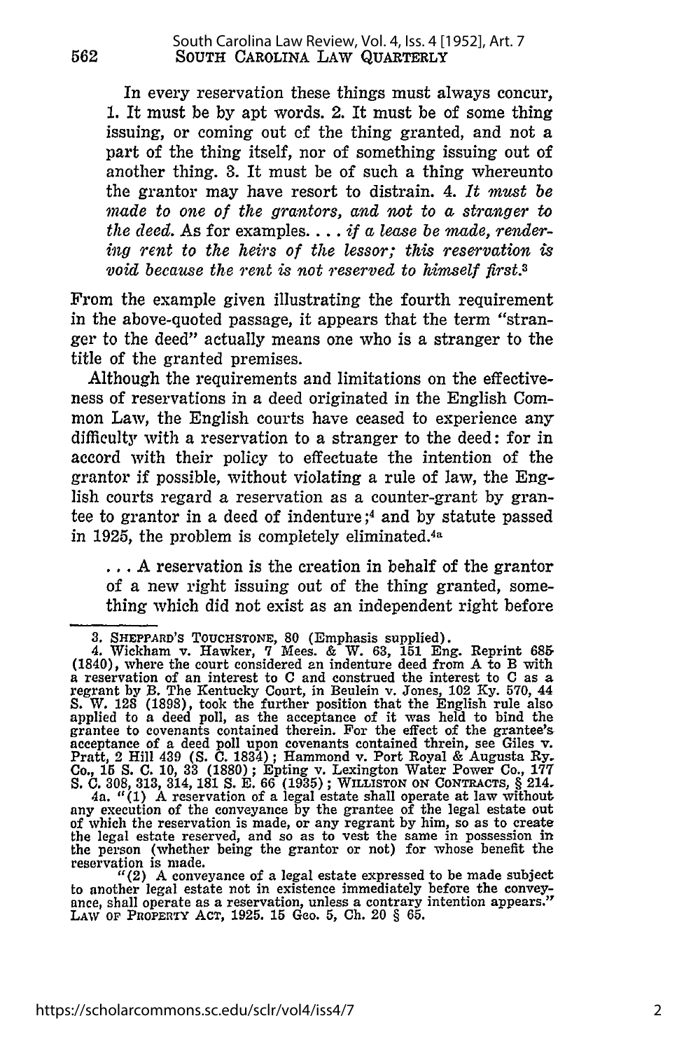In every reservation these things must always concur, 1. It must be by apt words. 2. It must be of some thing issuing, or coming out of the thing granted, and not a part of the thing itself, nor of something issuing out of another thing. 3. It must be of such a thing whereunto the grantor may have resort to distrain. 4. *It must be made to one of the grantors, and not to a stranger to the deed.* As for examples. . . . *if a lease be made, rendering rent to the heirs of the lessor; this reservation is void because the rent is not reserved to himself first.*[3]

From the example given illustrating the fourth requirement in the above-quoted passage, it appears that the term "stranger to the deed" actually means one who is a stranger to the title of the granted premises.

Although the requirements and limitations on the effectiveness of reservations in a deed originated in the English Common Law, the English courts have ceased to experience any difficulty with a reservation to a stranger to the deed: for in accord with their policy to effectuate the intention of the grantor if possible, without violating a rule of law, the English courts regard a reservation as a counter-grant by grantee to grantor in a deed of indenture;[4] and by statute passed in 1925, the problem is completely eliminated.[4a]

. . . A reservation is the creation in behalf of the grantor of a new right issuing out of the thing granted, something which did not exist as an independent right before

---

3. SHEPPARD'S TOUCHSTONE, 80 (Emphasis supplied).

4. Wickham v. Hawker, 7 Mees. & W. 63, 151 Eng. Reprint 685 (1840), where the court considered an indenture deed from A to B with a reservation of an interest to C and construed the interest to C as a regrant by B. The Kentucky Court, in Beulein v. Jones, 102 Ky. 570, 44 S. W. 128 (1898), took the further position that the English rule also applied to a deed poll, as the acceptance of it was held to bind the grantee to covenants contained therein. For the effect of the grantee's acceptance of a deed poll upon covenants contained threin, see Giles v. Pratt, 2 Hill 439 (S. C. 1834); Hammond v. Port Royal & Augusta Ry. Co., 15 S. C. 10, 33 (1880); Epting v. Lexington Water Power Co., 177 S. C. 308, 313, 314, 181 S. E. 66 (1935); WILLISTON ON CONTRACTS, § 214.

4a. "(1) A reservation of a legal estate shall operate at law without any execution of the conveyance by the grantee of the legal estate out of which the reservation is made, or any regrant by him, so as to create the legal estate reserved, and so as to vest the same in possession in the person (whether being the grantor or not) for whose benefit the reservation is made.

"(2) A conveyance of a legal estate expressed to be made subject to another legal estate not in existence immediately before the conveyance, shall operate as a reservation, unless a contrary intention appears." LAW OF PROPERTY ACT, 1925. 15 Geo. 5, Ch. 20 § 65.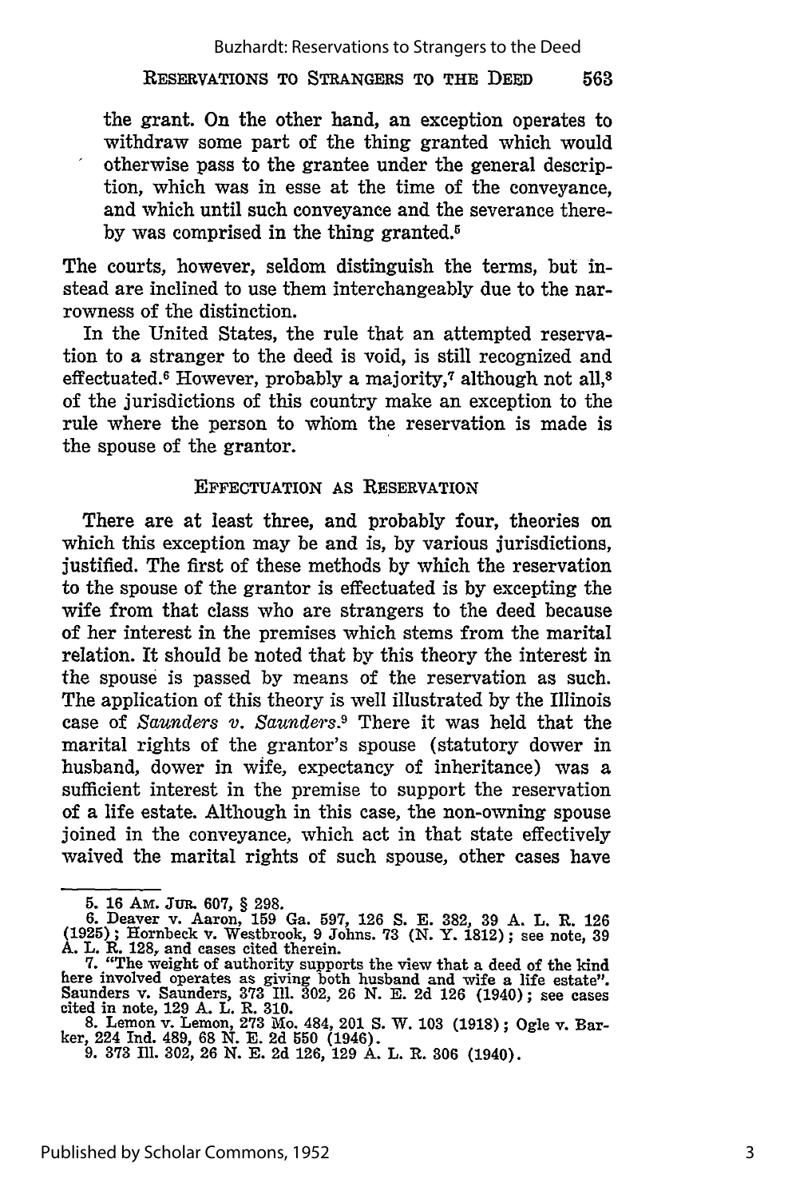the grant. On the other hand, an exception operates to withdraw some part of the thing granted which would otherwise pass to the grantee under the general description, which was in esse at the time of the conveyance, and which until such conveyance and the severance thereby was comprised in the thing granted.[5]

The courts, however, seldom distinguish the terms, but instead are inclined to use them interchangeably due to the narrowness of the distinction.

In the United States, the rule that an attempted reservation to a stranger to the deed is void, is still recognized and effectuated.[6] However, probably a majority,[7] although not all,[8] of the jurisdictions of this country make an exception to the rule where the person to whom the reservation is made is the spouse of the grantor.

## EFFECTUATION AS RESERVATION

There are at least three, and probably four, theories on which this exception may be and is, by various jurisdictions, justified. The first of these methods by which the reservation to the spouse of the grantor is effectuated is by excepting the wife from that class who are strangers to the deed because of her interest in the premises which stems from the marital relation. It should be noted that by this theory the interest in the spouse is passed by means of the reservation as such. The application of this theory is well illustrated by the Illinois case of *Saunders v. Saunders*.[9] There it was held that the marital rights of the grantor's spouse (statutory dower in husband, dower in wife, expectancy of inheritance) was a sufficient interest in the premise to support the reservation of a life estate. Although in this case, the non-owning spouse joined in the conveyance, which act in that state effectively waived the marital rights of such spouse, other cases have

---

5. 16 AM. JUR. 607, § 298.

6. Deaver v. Aaron, 159 Ga. 597, 126 S. E. 382, 39 A. L. R. 126 (1925); Hornbeck v. Westbrook, 9 Johns. 73 (N. Y. 1812); see note, 39 A. L. R. 128, and cases cited therein.

7. "The weight of authority supports the view that a deed of the kind here involved operates as giving both husband and wife a life estate". Saunders v. Saunders, 373 Ill. 302, 26 N. E. 2d 126 (1940); see cases cited in note, 129 A. L. R. 310.

8. Lemon v. Lemon, 273 Mo. 484, 201 S. W. 103 (1918); Ogle v. Barker, 224 Ind. 489, 68 N. E. 2d 550 (1946).

9. 373 Ill. 302, 26 N. E. 2d 126, 129 A. L. R. 306 (1940).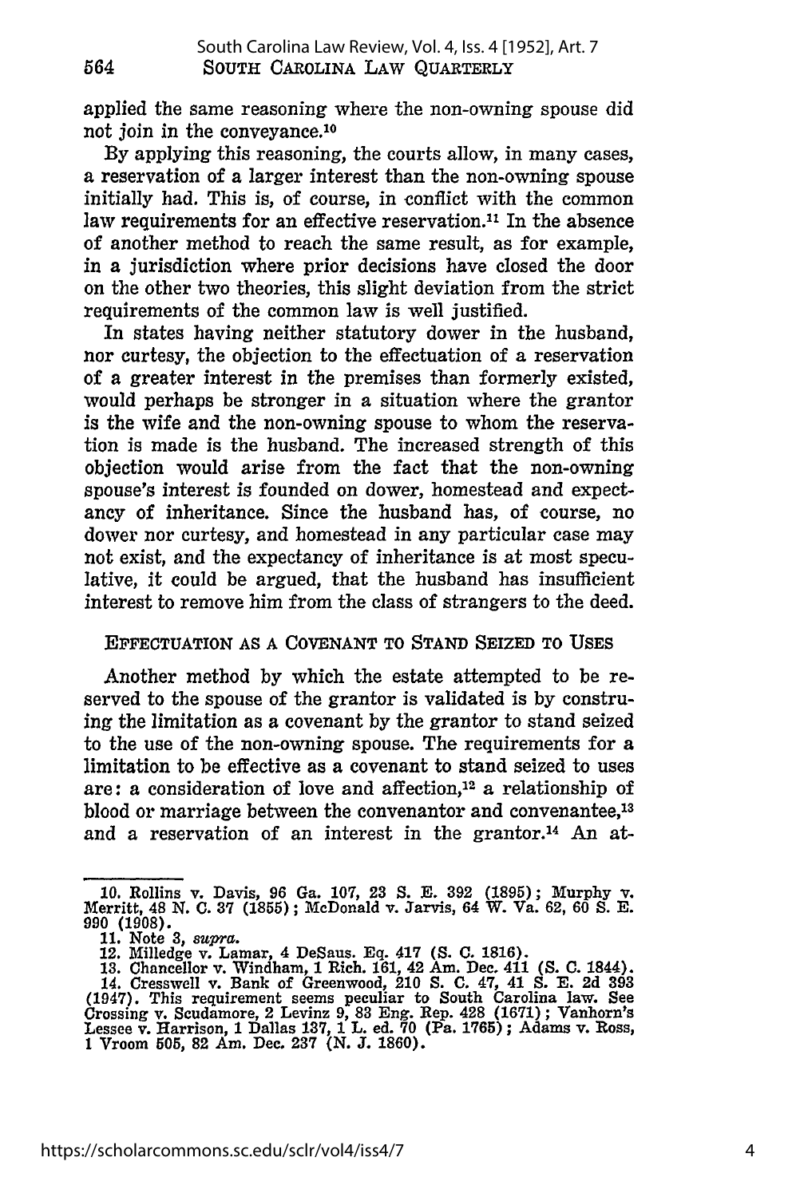applied the same reasoning where the non-owning spouse did not join in the conveyance.[10]

By applying this reasoning, the courts allow, in many cases, a reservation of a larger interest than the non-owning spouse initially had. This is, of course, in conflict with the common law requirements for an effective reservation.[11] In the absence of another method to reach the same result, as for example, in a jurisdiction where prior decisions have closed the door on the other two theories, this slight deviation from the strict requirements of the common law is well justified.

In states having neither statutory dower in the husband, nor curtesy, the objection to the effectuation of a reservation of a greater interest in the premises than formerly existed, would perhaps be stronger in a situation where the grantor is the wife and the non-owning spouse to whom the reservation is made is the husband. The increased strength of this objection would arise from the fact that the non-owning spouse's interest is founded on dower, homestead and expectancy of inheritance. Since the husband has, of course, no dower nor curtesy, and homestead in any particular case may not exist, and the expectancy of inheritance is at most speculative, it could be argued, that the husband has insufficient interest to remove him from the class of strangers to the deed.

## EFFECTUATION AS A COVENANT TO STAND SEIZED TO USES

Another method by which the estate attempted to be reserved to the spouse of the grantor is validated is by construing the limitation as a covenant by the grantor to stand seized to the use of the non-owning spouse. The requirements for a limitation to be effective as a covenant to stand seized to uses are: a consideration of love and affection,[12] a relationship of blood or marriage between the convenantor and convenantee,[13] and a reservation of an interest in the grantor.[14] An at-

10. Rollins v. Davis, 96 Ga. 107, 23 S. E. 392 (1895); Murphy v. Merritt, 48 N. C. 37 (1855); McDonald v. Jarvis, 64 W. Va. 62, 60 S. E. 990 (1908).
11. Note 3, *supra*.
12. Milledge v. Lamar, 4 DeSaus. Eq. 417 (S. C. 1816).
13. Chancellor v. Windham, 1 Rich. 161, 42 Am. Dec. 411 (S. C. 1844).
14. Cresswell v. Bank of Greenwood, 210 S. C. 47, 41 S. E. 2d 393 (1947). This requirement seems peculiar to South Carolina law. See Crossing v. Scudamore, 2 Levinz 9, 83 Eng. Rep. 428 (1671); Vanhorn's Lessee v. Harrison, 1 Dallas 137, 1 L. ed. 70 (Pa. 1765); Adams v. Ross, 1 Vroom 505, 82 Am. Dec. 237 (N. J. 1860).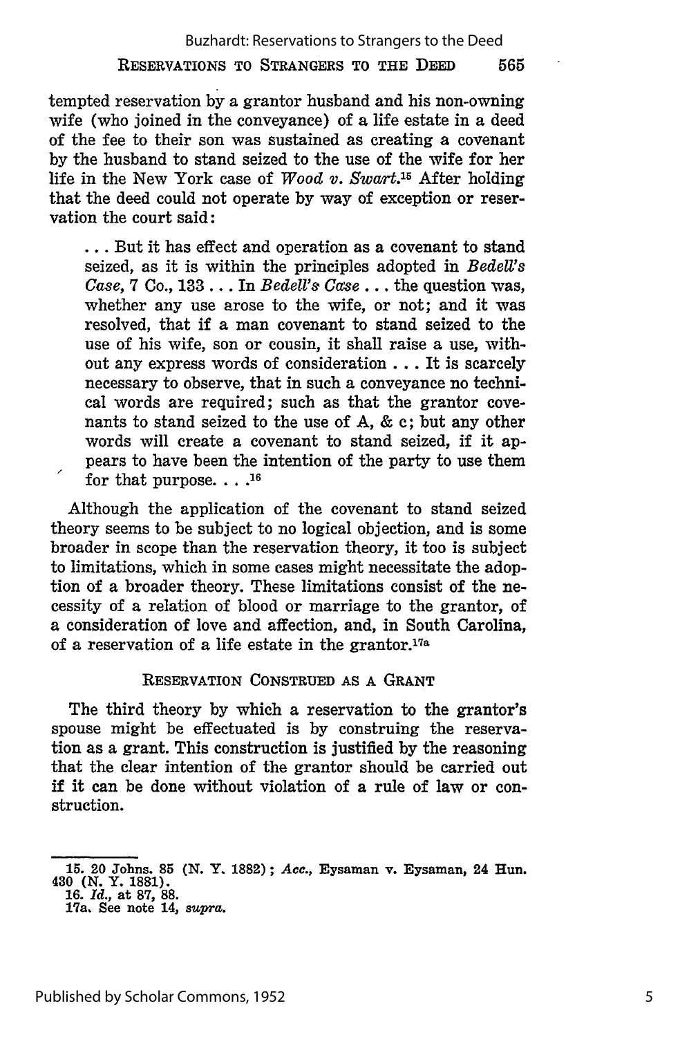tempted reservation by a grantor husband and his non-owning wife (who joined in the conveyance) of a life estate in a deed of the fee to their son was sustained as creating a covenant by the husband to stand seized to the use of the wife for her life in the New York case of *Wood v. Swart*.[15] After holding that the deed could not operate by way of exception or reservation the court said:

> . . . But it has effect and operation as a covenant to stand seized, as it is within the principles adopted in *Bedell's Case*, 7 Co., 133 . . . In *Bedell's Case* . . . the question was, whether any use arose to the wife, or not; and it was resolved, that if a man covenant to stand seized to the use of his wife, son or cousin, it shall raise a use, without any express words of consideration . . . It is scarcely necessary to observe, that in such a conveyance no technical words are required; such as that the grantor covenants to stand seized to the use of A, & c; but any other words will create a covenant to stand seized, if it appears to have been the intention of the party to use them for that purpose. . . .[16]

Although the application of the covenant to stand seized theory seems to be subject to no logical objection, and is some broader in scope than the reservation theory, it too is subject to limitations, which in some cases might necessitate the adoption of a broader theory. These limitations consist of the necessity of a relation of blood or marriage to the grantor, of a consideration of love and affection, and, in South Carolina, of a reservation of a life estate in the grantor.[17a]

### RESERVATION CONSTRUED AS A GRANT

The third theory by which a reservation to the grantor's spouse might be effectuated is by construing the reservation as a grant. This construction is justified by the reasoning that the clear intention of the grantor should be carried out if it can be done without violation of a rule of law or construction.

---

15. 20 Johns. 85 (N. Y. 1882); *Acc.*, Eysaman v. Eysaman, 24 Hun. 430 (N. Y. 1881).
16. *Id.*, at 87, 88.
17a. See note 14, *supra*.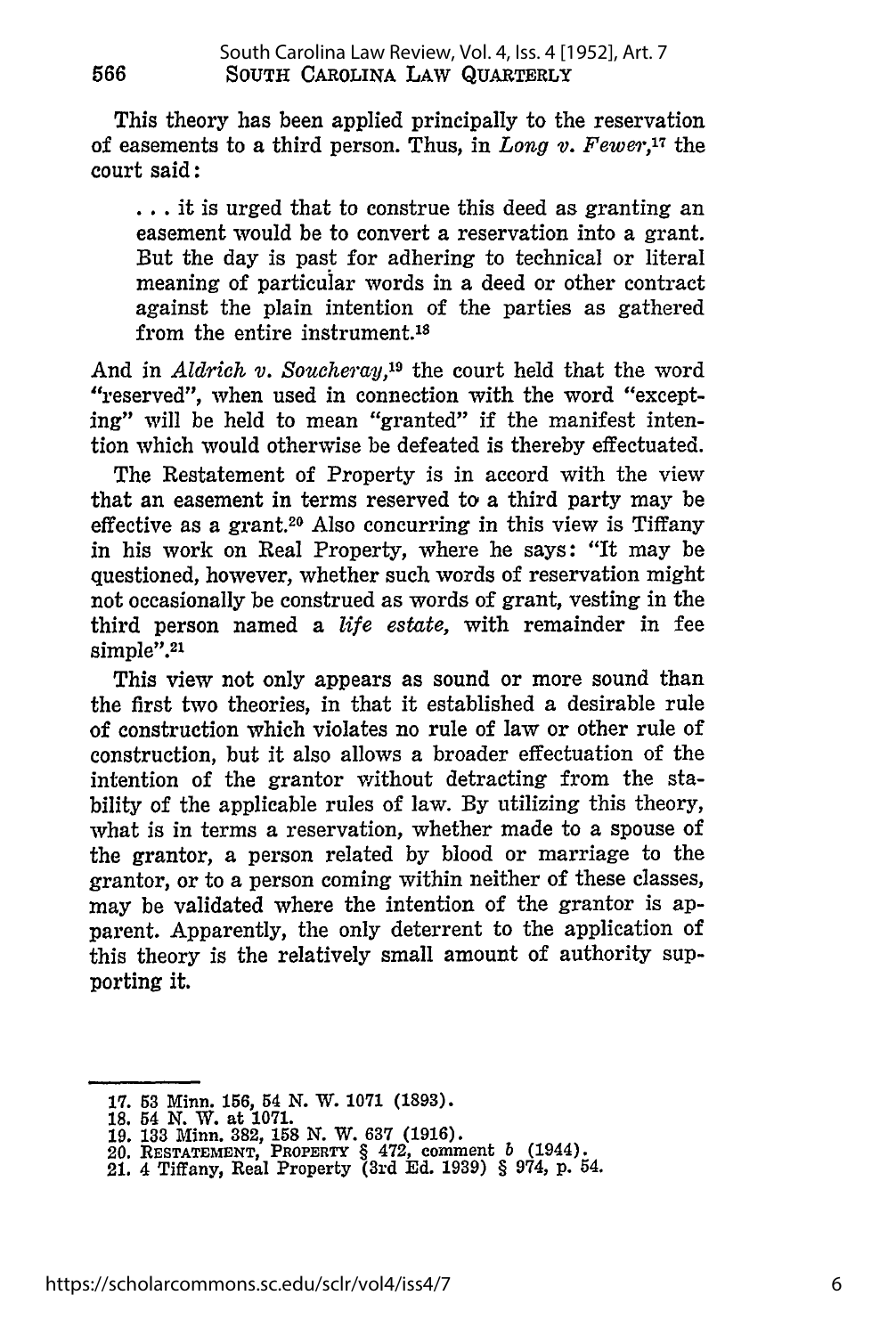This theory has been applied principally to the reservation of easements to a third person. Thus, in *Long v. Fewer*,[17] the court said:

> . . . it is urged that to construe this deed as granting an easement would be to convert a reservation into a grant. But the day is past for adhering to technical or literal meaning of particular words in a deed or other contract against the plain intention of the parties as gathered from the entire instrument.[18]

And in *Aldrich v. Soucheray*,[19] the court held that the word "reserved", when used in connection with the word "excepting" will be held to mean "granted" if the manifest intention which would otherwise be defeated is thereby effectuated.

The Restatement of Property is in accord with the view that an easement in terms reserved to a third party may be effective as a grant.[20] Also concurring in this view is Tiffany in his work on Real Property, where he says: "It may be questioned, however, whether such words of reservation might not occasionally be construed as words of grant, vesting in the third person named a *life estate*, with remainder in fee simple".[21]

This view not only appears as sound or more sound than the first two theories, in that it established a desirable rule of construction which violates no rule of law or other rule of construction, but it also allows a broader effectuation of the intention of the grantor without detracting from the stability of the applicable rules of law. By utilizing this theory, what is in terms a reservation, whether made to a spouse of the grantor, a person related by blood or marriage to the grantor, or to a person coming within neither of these classes, may be validated where the intention of the grantor is apparent. Apparently, the only deterrent to the application of this theory is the relatively small amount of authority supporting it.

---

17. 53 Minn. 156, 54 N. W. 1071 (1893).
18. 54 N. W. at 1071.
19. 133 Minn. 382, 158 N. W. 637 (1916).
20. RESTATEMENT, PROPERTY § 472, comment *b* (1944).
21. 4 Tiffany, Real Property (3rd Ed. 1939) § 974, p. 54.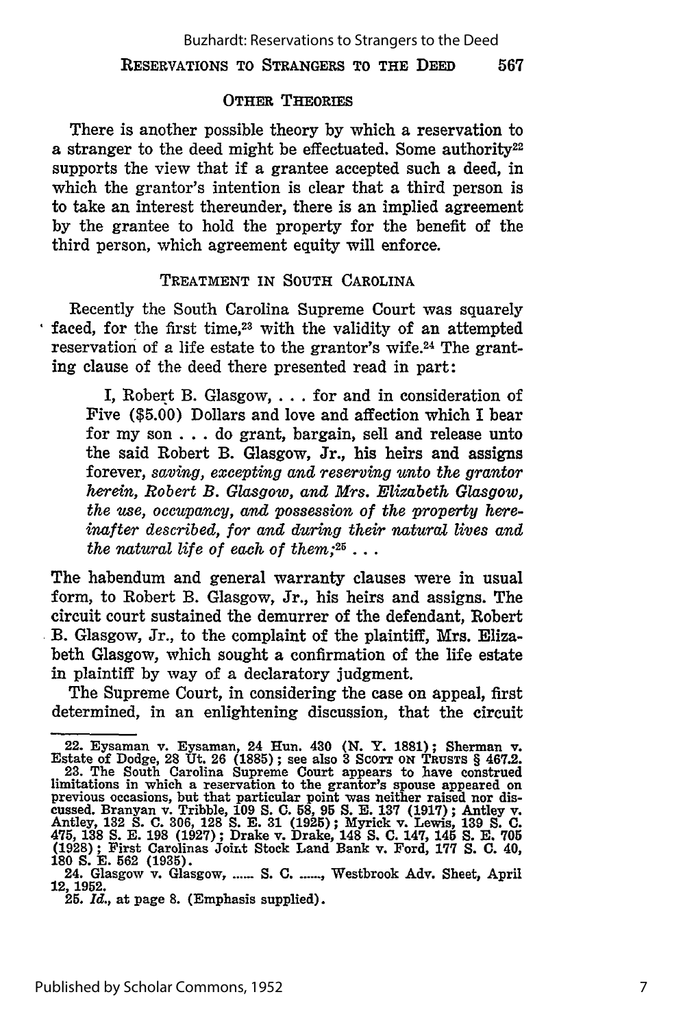### OTHER THEORIES

There is another possible theory by which a reservation to a stranger to the deed might be effectuated. Some authority[22] supports the view that if a grantee accepted such a deed, in which the grantor's intention is clear that a third person is to take an interest thereunder, there is an implied agreement by the grantee to hold the property for the benefit of the third person, which agreement equity will enforce.

### TREATMENT IN SOUTH CAROLINA

Recently the South Carolina Supreme Court was squarely faced, for the first time,[23] with the validity of an attempted reservation of a life estate to the grantor's wife.[24] The granting clause of the deed there presented read in part:

> I, Robert B. Glasgow, . . . for and in consideration of Five ($5.00) Dollars and love and affection which I bear for my son . . . do grant, bargain, sell and release unto the said Robert B. Glasgow, Jr., his heirs and assigns forever, *saving, excepting and reserving unto the grantor herein, Robert B. Glasgow, and Mrs. Elizabeth Glasgow, the use, occupancy, and possession of the property hereinafter described, for and during their natural lives and the natural life of each of them;*[25] . . .

The habendum and general warranty clauses were in usual form, to Robert B. Glasgow, Jr., his heirs and assigns. The circuit court sustained the demurrer of the defendant, Robert B. Glasgow, Jr., to the complaint of the plaintiff, Mrs. Elizabeth Glasgow, which sought a confirmation of the life estate in plaintiff by way of a declaratory judgment.

The Supreme Court, in considering the case on appeal, first determined, in an enlightening discussion, that the circuit

---

22. Eysaman v. Eysaman, 24 Hun. 430 (N. Y. 1881); Sherman v. Estate of Dodge, 28 Ut. 26 (1885); see also 3 SCOTT ON TRUSTS § 467.2.

23. The South Carolina Supreme Court appears to have construed limitations in which a reservation to the grantor's spouse appeared on previous occasions, but that particular point was neither raised nor discussed. Branyan v. Tribble, 109 S. C. 58, 95 S. E. 137 (1917); Antley v. Antley, 132 S. C. 306, 128 S. E. 31 (1925); Myrick v. Lewis, 139 S. C. 475, 138 S. E. 198 (1927); Drake v. Drake, 148 S. C. 147, 145 S. E. 705 (1928); First Carolinas Joint Stock Land Bank v. Ford, 177 S. C. 40, 180 S. E. 562 (1935).

24. Glasgow v. Glasgow, ...... S. C. ......, Westbrook Adv. Sheet, April 12, 1952.

25. *Id.*, at page 8. (Emphasis supplied).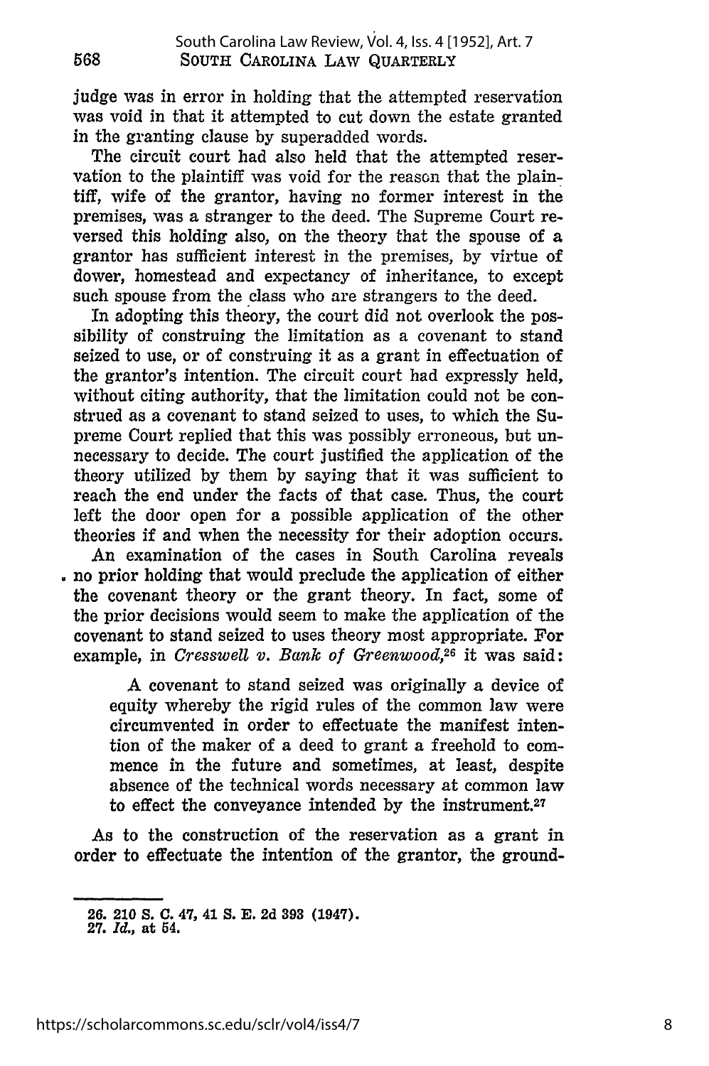judge was in error in holding that the attempted reservation was void in that it attempted to cut down the estate granted in the granting clause by superadded words.

The circuit court had also held that the attempted reservation to the plaintiff was void for the reason that the plaintiff, wife of the grantor, having no former interest in the premises, was a stranger to the deed. The Supreme Court reversed this holding also, on the theory that the spouse of a grantor has sufficient interest in the premises, by virtue of dower, homestead and expectancy of inheritance, to except such spouse from the class who are strangers to the deed.

In adopting this theory, the court did not overlook the possibility of construing the limitation as a covenant to stand seized to use, or of construing it as a grant in effectuation of the grantor's intention. The circuit court had expressly held, without citing authority, that the limitation could not be construed as a covenant to stand seized to uses, to which the Supreme Court replied that this was possibly erroneous, but unnecessary to decide. The court justified the application of the theory utilized by them by saying that it was sufficient to reach the end under the facts of that case. Thus, the court left the door open for a possible application of the other theories if and when the necessity for their adoption occurs.

An examination of the cases in South Carolina reveals no prior holding that would preclude the application of either the covenant theory or the grant theory. In fact, some of the prior decisions would seem to make the application of the covenant to stand seized to uses theory most appropriate. For example, in *Cresswell v. Bank of Greenwood*,[26] it was said:

> A covenant to stand seized was originally a device of equity whereby the rigid rules of the common law were circumvented in order to effectuate the manifest intention of the maker of a deed to grant a freehold to commence in the future and sometimes, at least, despite absence of the technical words necessary at common law to effect the conveyance intended by the instrument.[27]

As to the construction of the reservation as a grant in order to effectuate the intention of the grantor, the ground-

---

26. 210 S. C. 47, 41 S. E. 2d 393 (1947).
27. *Id.*, at 54.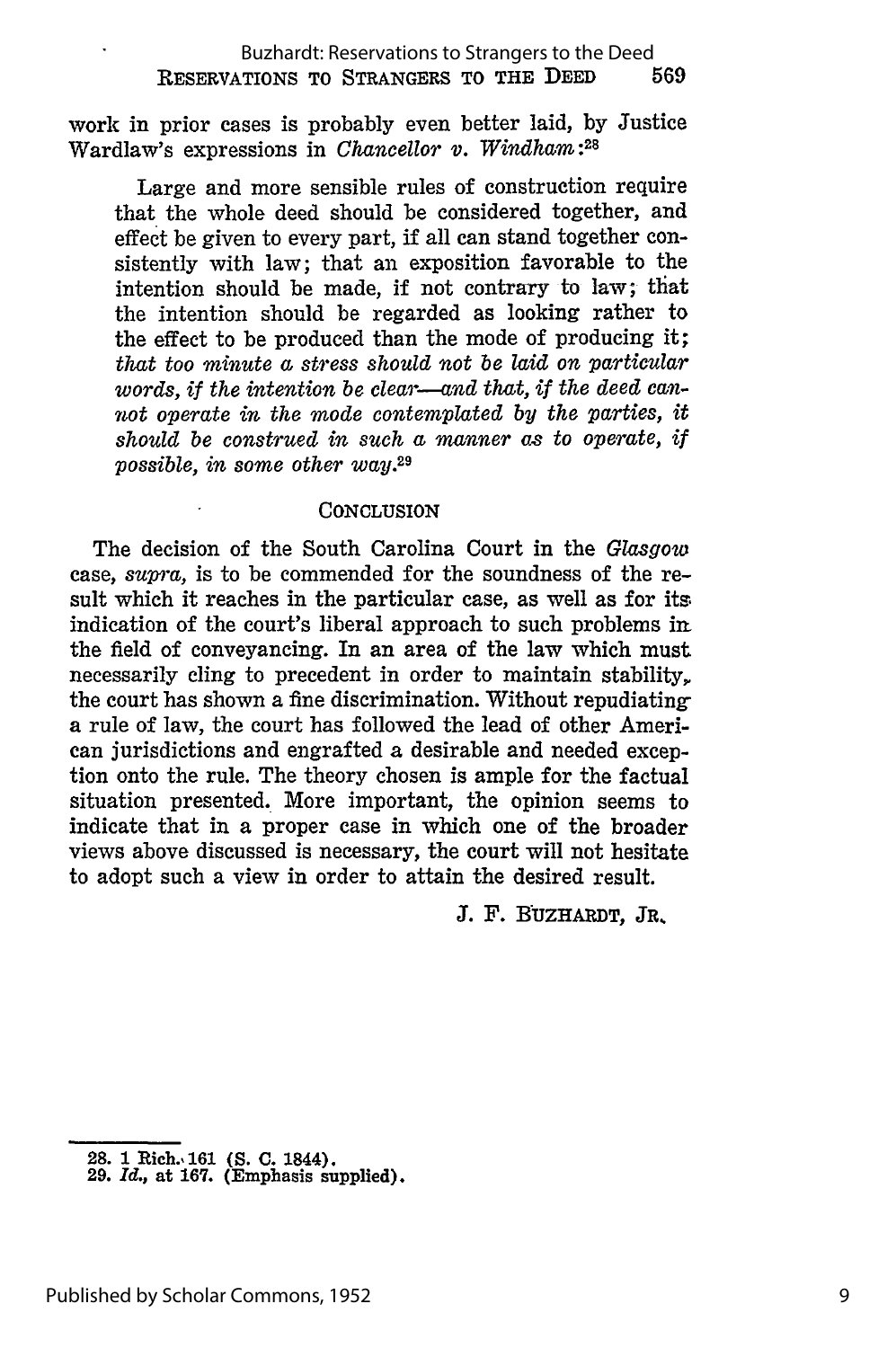work in prior cases is probably even better laid, by Justice Wardlaw's expressions in *Chancellor v. Windham*:[28]

> Large and more sensible rules of construction require that the whole deed should be considered together, and effect be given to every part, if all can stand together consistently with law; that an exposition favorable to the intention should be made, if not contrary to law; that the intention should be regarded as looking rather to the effect to be produced than the mode of producing it; *that too minute a stress should not be laid on particular words, if the intention be clear—and that, if the deed cannot operate in the mode contemplated by the parties, it should be construed in such a manner as to operate, if possible, in some other way.*[29]

## CONCLUSION

The decision of the South Carolina Court in the *Glasgow* case, *supra*, is to be commended for the soundness of the result which it reaches in the particular case, as well as for its indication of the court's liberal approach to such problems in the field of conveyancing. In an area of the law which must necessarily cling to precedent in order to maintain stability, the court has shown a fine discrimination. Without repudiating a rule of law, the court has followed the lead of other American jurisdictions and engrafted a desirable and needed exception onto the rule. The theory chosen is ample for the factual situation presented. More important, the opinion seems to indicate that in a proper case in which one of the broader views above discussed is necessary, the court will not hesitate to adopt such a view in order to attain the desired result.

J. F. BUZHARDT, JR.

---

28. 1 Rich. 161 (S. C. 1844).
29. *Id.*, at 167. (Emphasis supplied).